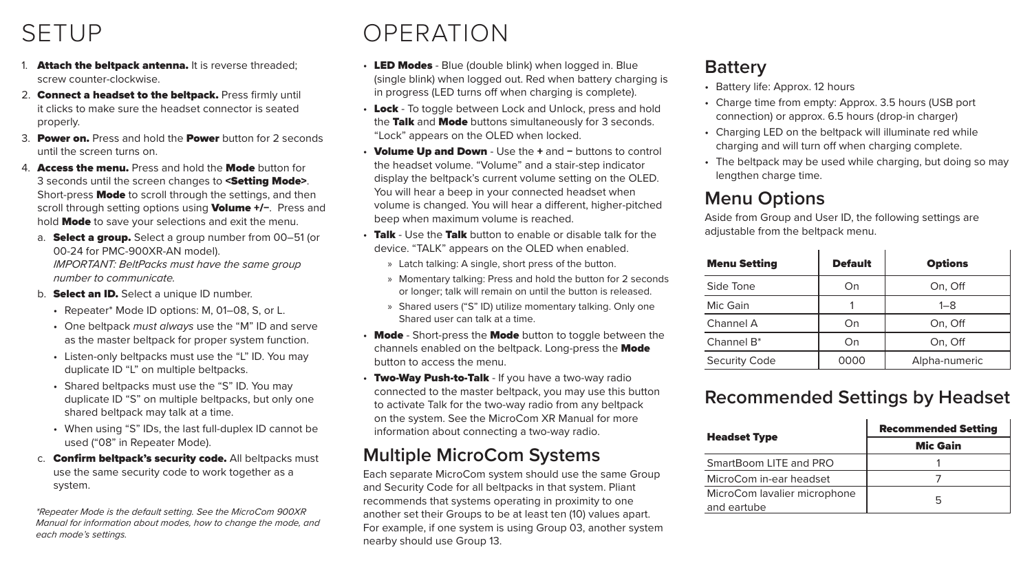# SETUP

1. **Attach the beltpack antenna.** It is reverse threaded; screw counter-clockwise.
2. **Connect a headset to the beltpack.** Press firmly until it clicks to make sure the headset connector is seated properly.
3. **Power on.** Press and hold the **Power** button for 2 seconds until the screen turns on.
4. **Access the menu.** Press and hold the **Mode** button for 3 seconds until the screen changes to **<Setting Mode>**. Short-press **Mode** to scroll through the settings, and then scroll through setting options using **Volume +/−**. Press and hold **Mode** to save your selections and exit the menu.
   a. **Select a group.** Select a group number from 00–51 (or 00-24 for PMC-900XR-AN model).
   *IMPORTANT: BeltPacks must have the same group number to communicate.*
   b. **Select an ID.** Select a unique ID number.
      - Repeater* Mode ID options: M, 01–08, S, or L.
      - One beltpack *must always* use the "M" ID and serve as the master beltpack for proper system function.
      - Listen-only beltpacks must use the "L" ID. You may duplicate ID "L" on multiple beltpacks.
      - Shared beltpacks must use the "S" ID. You may duplicate ID "S" on multiple beltpacks, but only one shared beltpack may talk at a time.
      - When using "S" IDs, the last full-duplex ID cannot be used ("08" in Repeater Mode).
   c. **Confirm beltpack's security code.** All beltpacks must use the same security code to work together as a system.

*\*Repeater Mode is the default setting. See the MicroCom 900XR Manual for information about modes, how to change the mode, and each mode's settings.*

# OPERATION

- **LED Modes** - Blue (double blink) when logged in. Blue (single blink) when logged out. Red when battery charging is in progress (LED turns off when charging is complete).
- **Lock** - To toggle between Lock and Unlock, press and hold the **Talk** and **Mode** buttons simultaneously for 3 seconds. "Lock" appears on the OLED when locked.
- **Volume Up and Down** - Use the **+** and **−** buttons to control the headset volume. "Volume" and a stair-step indicator display the beltpack's current volume setting on the OLED. You will hear a beep in your connected headset when volume is changed. You will hear a different, higher-pitched beep when maximum volume is reached.
- **Talk** - Use the **Talk** button to enable or disable talk for the device. "TALK" appears on the OLED when enabled.
   - Latch talking: A single, short press of the button.
   - Momentary talking: Press and hold the button for 2 seconds or longer; talk will remain on until the button is released.
   - Shared users ("S" ID) utilize momentary talking. Only one Shared user can talk at a time.
- **Mode** - Short-press the **Mode** button to toggle between the channels enabled on the beltpack. Long-press the **Mode** button to access the menu.
- **Two-Way Push-to-Talk** - If you have a two-way radio connected to the master beltpack, you may use this button to activate Talk for the two-way radio from any beltpack on the system. See the MicroCom XR Manual for more information about connecting a two-way radio.

## Multiple MicroCom Systems

Each separate MicroCom system should use the same Group and Security Code for all beltpacks in that system. Pliant recommends that systems operating in proximity to one another set their Groups to be at least ten (10) values apart. For example, if one system is using Group 03, another system nearby should use Group 13.

## Battery

- Battery life: Approx. 12 hours
- Charge time from empty: Approx. 3.5 hours (USB port connection) or approx. 6.5 hours (drop-in charger)
- Charging LED on the beltpack will illuminate red while charging and will turn off when charging complete.
- The beltpack may be used while charging, but doing so may lengthen charge time.

## Menu Options

Aside from Group and User ID, the following settings are adjustable from the beltpack menu.

| Menu Setting | Default | Options |
|---|---|---|
| Side Tone | On | On, Off |
| Mic Gain | 1 | 1–8 |
| Channel A | On | On, Off |
| Channel B* | On | On, Off |
| Security Code | 0000 | Alpha-numeric |

## Recommended Settings by Headset

| Headset Type | Recommended Setting |
|---|---|
| | Mic Gain |
| SmartBoom LITE and PRO | 1 |
| MicroCom in-ear headset | 7 |
| MicroCom lavalier microphone and eartube | 5 |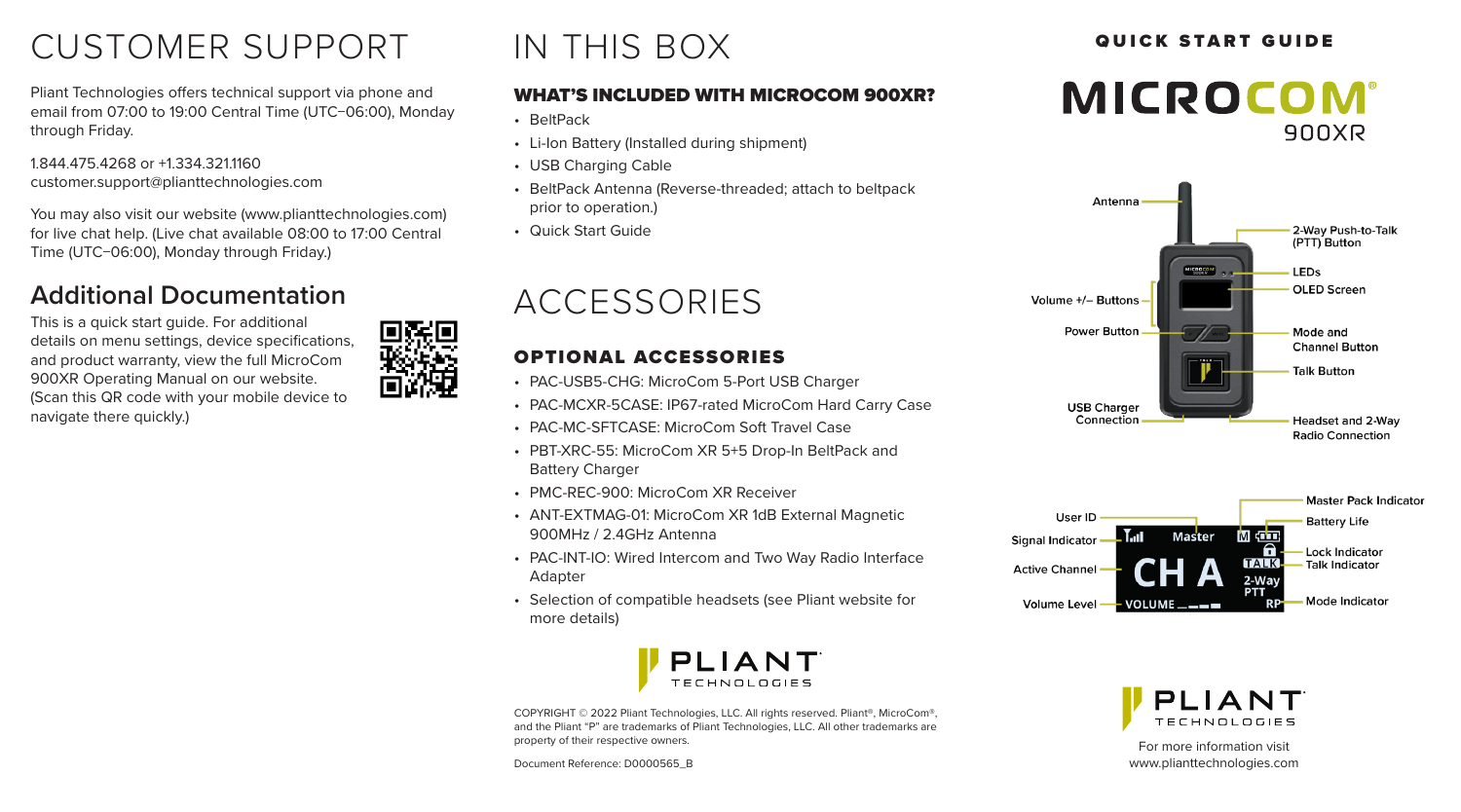# CUSTOMER SUPPORT

Pliant Technologies offers technical support via phone and email from 07:00 to 19:00 Central Time (UTC−06:00), Monday through Friday.

1.844.475.4268 or +1.334.321.1160
customer.support@plianttechnologies.com

You may also visit our website (www.plianttechnologies.com) for live chat help. (Live chat available 08:00 to 17:00 Central Time (UTC−06:00), Monday through Friday.)

## Additional Documentation

This is a quick start guide. For additional details on menu settings, device specifications, and product warranty, view the full MicroCom 900XR Operating Manual on our website. (Scan this QR code with your mobile device to navigate there quickly.)

# IN THIS BOX

### WHAT'S INCLUDED WITH MICROCOM 900XR?

- BeltPack
- Li-Ion Battery (Installed during shipment)
- USB Charging Cable
- BeltPack Antenna (Reverse-threaded; attach to beltpack prior to operation.)
- Quick Start Guide

# ACCESSORIES

### OPTIONAL ACCESSORIES

- PAC-USB5-CHG: MicroCom 5-Port USB Charger
- PAC-MCXR-5CASE: IP67-rated MicroCom Hard Carry Case
- PAC-MC-SFTCASE: MicroCom Soft Travel Case
- PBT-XRC-55: MicroCom XR 5+5 Drop-In BeltPack and Battery Charger
- PMC-REC-900: MicroCom XR Receiver
- ANT-EXTMAG-01: MicroCom XR 1dB External Magnetic 900MHz / 2.4GHz Antenna
- PAC-INT-IO: Wired Intercom and Two Way Radio Interface Adapter
- Selection of compatible headsets (see Pliant website for more details)

PLIANT TECHNOLOGIES

COPYRIGHT © 2022 Pliant Technologies, LLC. All rights reserved. Pliant®, MicroCom®, and the Pliant "P" are trademarks of Pliant Technologies, LLC. All other trademarks are property of their respective owners.

Document Reference: D0000565_B

**QUICK START GUIDE**

# MICROCOM® 900XR

Antenna
2-Way Push-to-Talk (PTT) Button
LEDs
OLED Screen
Volume +/– Buttons
Power Button
Mode and Channel Button
Talk Button
USB Charger Connection
Headset and 2-Way Radio Connection

Master Pack Indicator
User ID
Battery Life
Signal Indicator
Lock Indicator
Talk Indicator
Active Channel
Volume Level
Mode Indicator

PLIANT TECHNOLOGIES

For more information visit
www.plianttechnologies.com